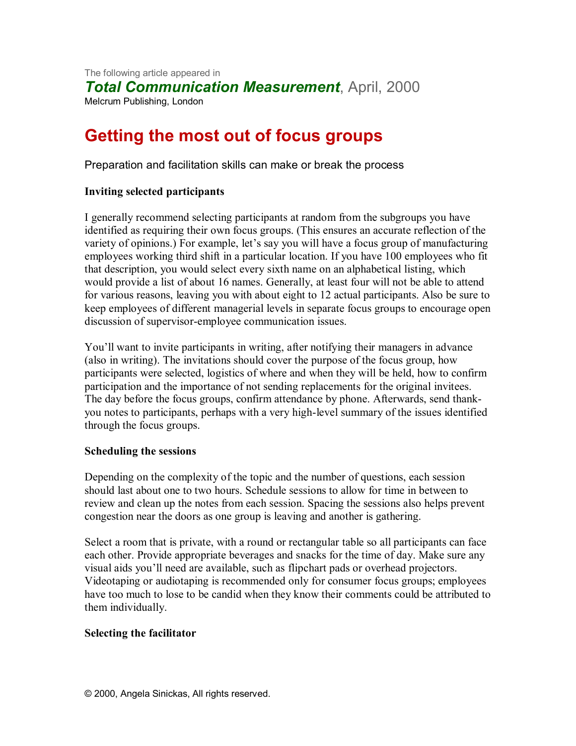The following article appeared in

***Total Communication Measurement***, April, 2000

Melcrum Publishing, London

# Getting the most out of focus groups

Preparation and facilitation skills can make or break the process

### Inviting selected participants

I generally recommend selecting participants at random from the subgroups you have identified as requiring their own focus groups. (This ensures an accurate reflection of the variety of opinions.) For example, let's say you will have a focus group of manufacturing employees working third shift in a particular location. If you have 100 employees who fit that description, you would select every sixth name on an alphabetical listing, which would provide a list of about 16 names. Generally, at least four will not be able to attend for various reasons, leaving you with about eight to 12 actual participants. Also be sure to keep employees of different managerial levels in separate focus groups to encourage open discussion of supervisor-employee communication issues.

You'll want to invite participants in writing, after notifying their managers in advance (also in writing). The invitations should cover the purpose of the focus group, how participants were selected, logistics of where and when they will be held, how to confirm participation and the importance of not sending replacements for the original invitees. The day before the focus groups, confirm attendance by phone. Afterwards, send thank-you notes to participants, perhaps with a very high-level summary of the issues identified through the focus groups.

### Scheduling the sessions

Depending on the complexity of the topic and the number of questions, each session should last about one to two hours. Schedule sessions to allow for time in between to review and clean up the notes from each session. Spacing the sessions also helps prevent congestion near the doors as one group is leaving and another is gathering.

Select a room that is private, with a round or rectangular table so all participants can face each other. Provide appropriate beverages and snacks for the time of day. Make sure any visual aids you'll need are available, such as flipchart pads or overhead projectors. Videotaping or audiotaping is recommended only for consumer focus groups; employees have too much to lose to be candid when they know their comments could be attributed to them individually.

### Selecting the facilitator

© 2000, Angela Sinickas, All rights reserved.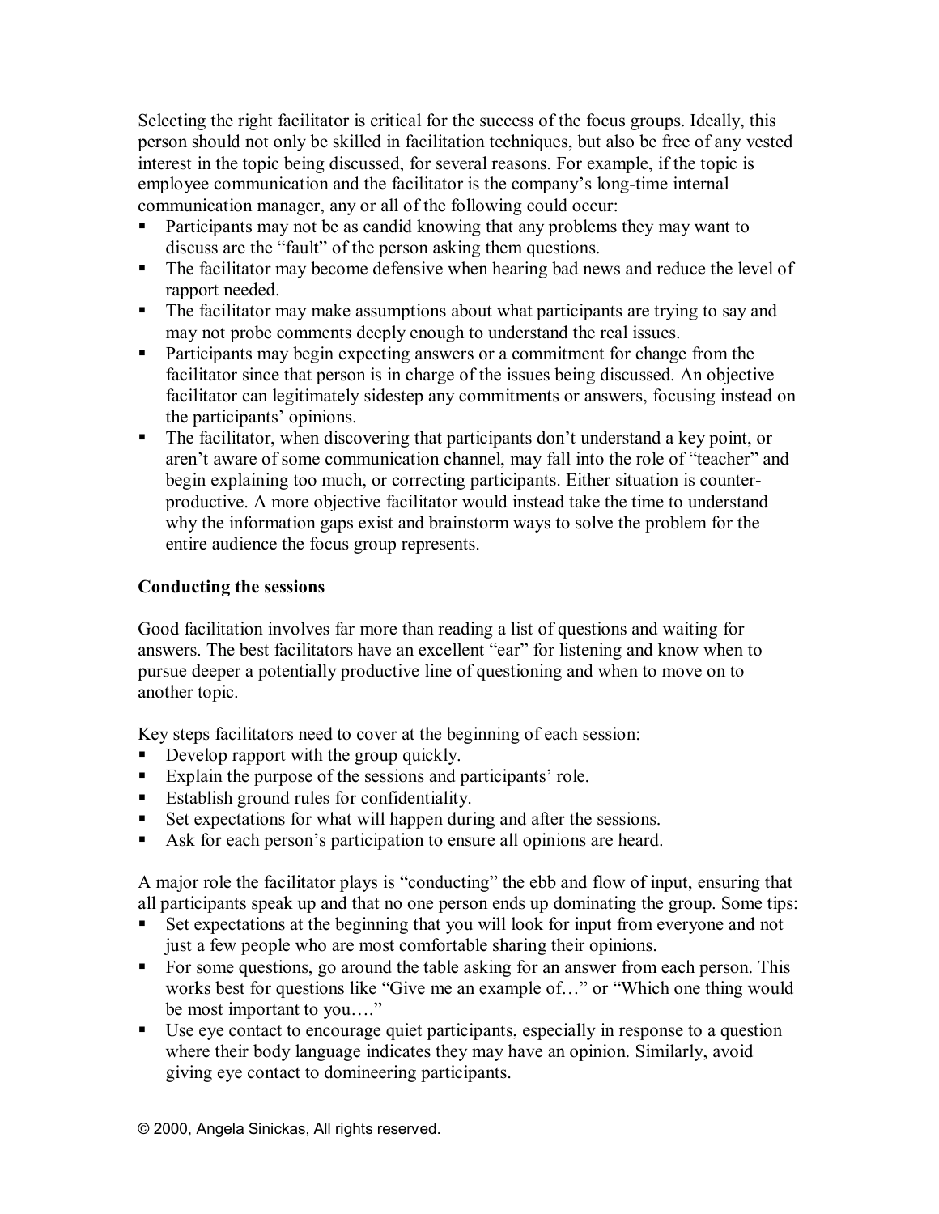Selecting the right facilitator is critical for the success of the focus groups. Ideally, this person should not only be skilled in facilitation techniques, but also be free of any vested interest in the topic being discussed, for several reasons. For example, if the topic is employee communication and the facilitator is the company's long-time internal communication manager, any or all of the following could occur:

- Participants may not be as candid knowing that any problems they may want to discuss are the "fault" of the person asking them questions.
- The facilitator may become defensive when hearing bad news and reduce the level of rapport needed.
- The facilitator may make assumptions about what participants are trying to say and may not probe comments deeply enough to understand the real issues.
- Participants may begin expecting answers or a commitment for change from the facilitator since that person is in charge of the issues being discussed. An objective facilitator can legitimately sidestep any commitments or answers, focusing instead on the participants' opinions.
- The facilitator, when discovering that participants don't understand a key point, or aren't aware of some communication channel, may fall into the role of "teacher" and begin explaining too much, or correcting participants. Either situation is counter-productive. A more objective facilitator would instead take the time to understand why the information gaps exist and brainstorm ways to solve the problem for the entire audience the focus group represents.

**Conducting the sessions**

Good facilitation involves far more than reading a list of questions and waiting for answers. The best facilitators have an excellent "ear" for listening and know when to pursue deeper a potentially productive line of questioning and when to move on to another topic.

Key steps facilitators need to cover at the beginning of each session:

- Develop rapport with the group quickly.
- Explain the purpose of the sessions and participants' role.
- Establish ground rules for confidentiality.
- Set expectations for what will happen during and after the sessions.
- Ask for each person's participation to ensure all opinions are heard.

A major role the facilitator plays is "conducting" the ebb and flow of input, ensuring that all participants speak up and that no one person ends up dominating the group. Some tips:

- Set expectations at the beginning that you will look for input from everyone and not just a few people who are most comfortable sharing their opinions.
- For some questions, go around the table asking for an answer from each person. This works best for questions like "Give me an example of…" or "Which one thing would be most important to you…."
- Use eye contact to encourage quiet participants, especially in response to a question where their body language indicates they may have an opinion. Similarly, avoid giving eye contact to domineering participants.

© 2000, Angela Sinickas, All rights reserved.